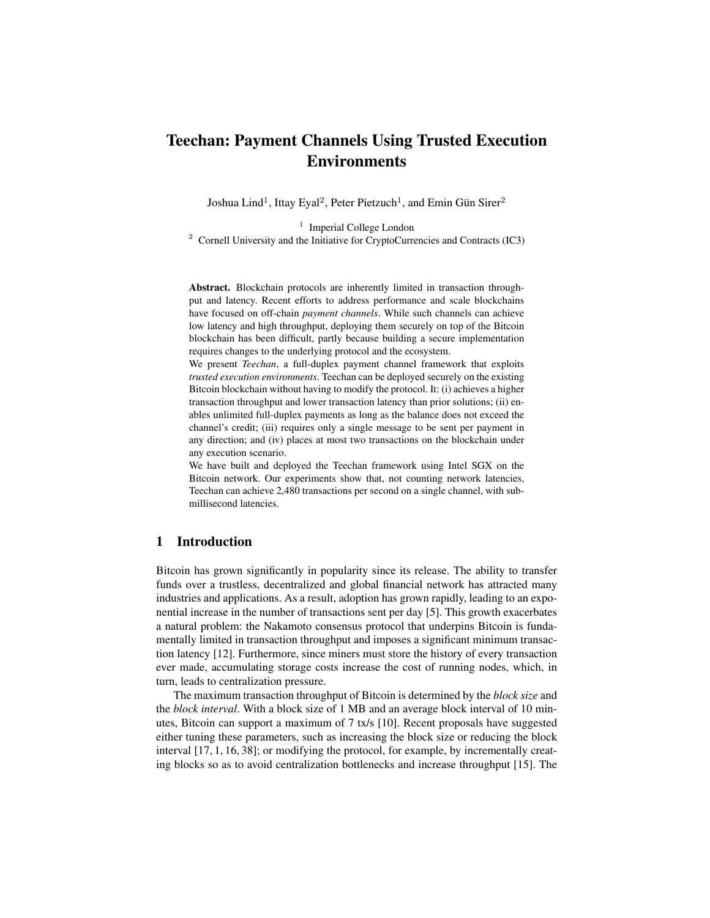# Teechan: Payment Channels Using Trusted Execution Environments

Joshua Lind[1], Ittay Eyal[2], Peter Pietzuch[1], and Emin Gün Sirer[2]

[1] Imperial College London
[2] Cornell University and the Initiative for CryptoCurrencies and Contracts (IC3)

**Abstract.** Blockchain protocols are inherently limited in transaction throughput and latency. Recent efforts to address performance and scale blockchains have focused on off-chain *payment channels*. While such channels can achieve low latency and high throughput, deploying them securely on top of the Bitcoin blockchain has been difficult, partly because building a secure implementation requires changes to the underlying protocol and the ecosystem.

We present *Teechan*, a full-duplex payment channel framework that exploits *trusted execution environments*. Teechan can be deployed securely on the existing Bitcoin blockchain without having to modify the protocol. It: (i) achieves a higher transaction throughput and lower transaction latency than prior solutions; (ii) enables unlimited full-duplex payments as long as the balance does not exceed the channel's credit; (iii) requires only a single message to be sent per payment in any direction; and (iv) places at most two transactions on the blockchain under any execution scenario.

We have built and deployed the Teechan framework using Intel SGX on the Bitcoin network. Our experiments show that, not counting network latencies, Teechan can achieve 2,480 transactions per second on a single channel, with submillisecond latencies.

## 1 Introduction

Bitcoin has grown significantly in popularity since its release. The ability to transfer funds over a trustless, decentralized and global financial network has attracted many industries and applications. As a result, adoption has grown rapidly, leading to an exponential increase in the number of transactions sent per day [5]. This growth exacerbates a natural problem: the Nakamoto consensus protocol that underpins Bitcoin is fundamentally limited in transaction throughput and imposes a significant minimum transaction latency [12]. Furthermore, since miners must store the history of every transaction ever made, accumulating storage costs increase the cost of running nodes, which, in turn, leads to centralization pressure.

The maximum transaction throughput of Bitcoin is determined by the *block size* and the *block interval*. With a block size of 1 MB and an average block interval of 10 minutes, Bitcoin can support a maximum of 7 tx/s [10]. Recent proposals have suggested either tuning these parameters, such as increasing the block size or reducing the block interval [17, 1, 16, 38]; or modifying the protocol, for example, by incrementally creating blocks so as to avoid centralization bottlenecks and increase throughput [15]. The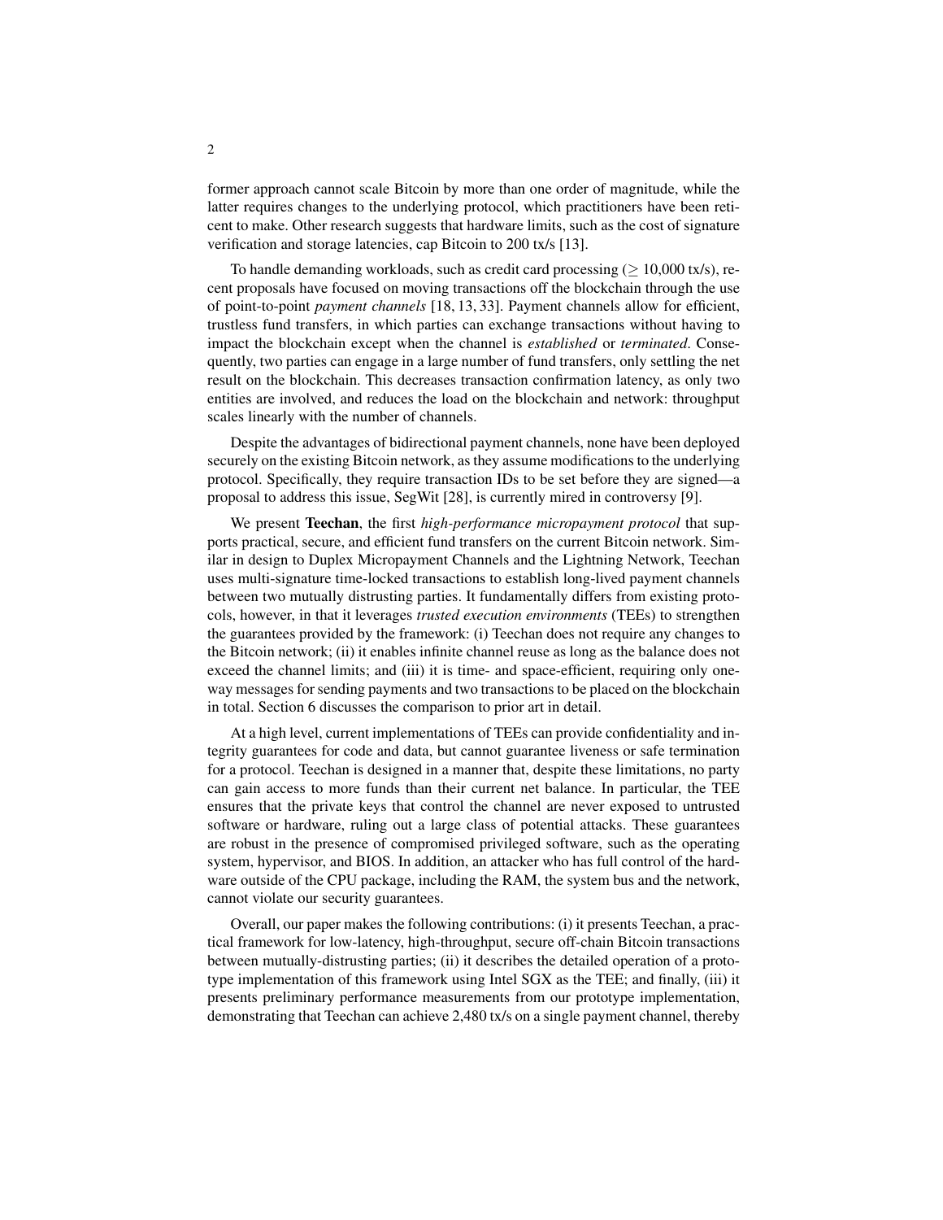former approach cannot scale Bitcoin by more than one order of magnitude, while the latter requires changes to the underlying protocol, which practitioners have been reticent to make. Other research suggests that hardware limits, such as the cost of signature verification and storage latencies, cap Bitcoin to 200 tx/s [13].

To handle demanding workloads, such as credit card processing ($\geq$ 10,000 tx/s), recent proposals have focused on moving transactions off the blockchain through the use of point-to-point *payment channels* [18, 13, 33]. Payment channels allow for efficient, trustless fund transfers, in which parties can exchange transactions without having to impact the blockchain except when the channel is *established* or *terminated*. Consequently, two parties can engage in a large number of fund transfers, only settling the net result on the blockchain. This decreases transaction confirmation latency, as only two entities are involved, and reduces the load on the blockchain and network: throughput scales linearly with the number of channels.

Despite the advantages of bidirectional payment channels, none have been deployed securely on the existing Bitcoin network, as they assume modifications to the underlying protocol. Specifically, they require transaction IDs to be set before they are signed—a proposal to address this issue, SegWit [28], is currently mired in controversy [9].

We present **Teechan**, the first *high-performance micropayment protocol* that supports practical, secure, and efficient fund transfers on the current Bitcoin network. Similar in design to Duplex Micropayment Channels and the Lightning Network, Teechan uses multi-signature time-locked transactions to establish long-lived payment channels between two mutually distrusting parties. It fundamentally differs from existing protocols, however, in that it leverages *trusted execution environments* (TEEs) to strengthen the guarantees provided by the framework: (i) Teechan does not require any changes to the Bitcoin network; (ii) it enables infinite channel reuse as long as the balance does not exceed the channel limits; and (iii) it is time- and space-efficient, requiring only one-way messages for sending payments and two transactions to be placed on the blockchain in total. Section 6 discusses the comparison to prior art in detail.

At a high level, current implementations of TEEs can provide confidentiality and integrity guarantees for code and data, but cannot guarantee liveness or safe termination for a protocol. Teechan is designed in a manner that, despite these limitations, no party can gain access to more funds than their current net balance. In particular, the TEE ensures that the private keys that control the channel are never exposed to untrusted software or hardware, ruling out a large class of potential attacks. These guarantees are robust in the presence of compromised privileged software, such as the operating system, hypervisor, and BIOS. In addition, an attacker who has full control of the hardware outside of the CPU package, including the RAM, the system bus and the network, cannot violate our security guarantees.

Overall, our paper makes the following contributions: (i) it presents Teechan, a practical framework for low-latency, high-throughput, secure off-chain Bitcoin transactions between mutually-distrusting parties; (ii) it describes the detailed operation of a prototype implementation of this framework using Intel SGX as the TEE; and finally, (iii) it presents preliminary performance measurements from our prototype implementation, demonstrating that Teechan can achieve 2,480 tx/s on a single payment channel, thereby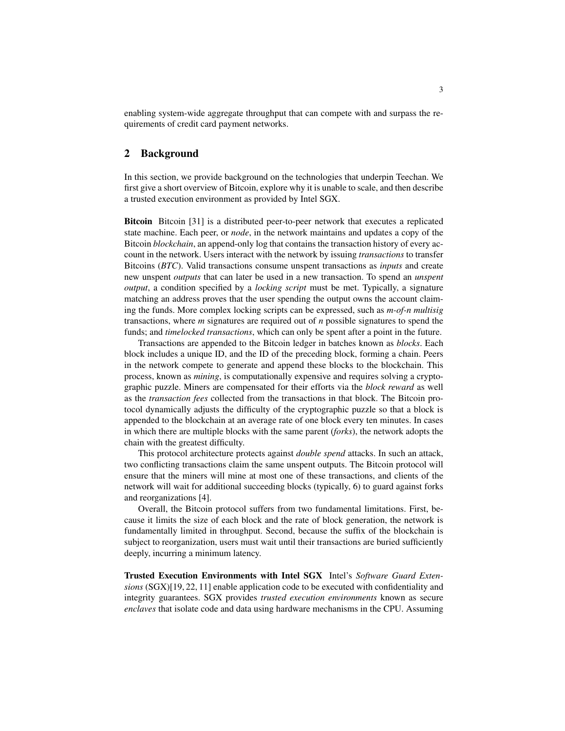enabling system-wide aggregate throughput that can compete with and surpass the requirements of credit card payment networks.

## 2 Background

In this section, we provide background on the technologies that underpin Teechan. We first give a short overview of Bitcoin, explore why it is unable to scale, and then describe a trusted execution environment as provided by Intel SGX.

**Bitcoin** Bitcoin [31] is a distributed peer-to-peer network that executes a replicated state machine. Each peer, or *node*, in the network maintains and updates a copy of the Bitcoin *blockchain*, an append-only log that contains the transaction history of every account in the network. Users interact with the network by issuing *transactions* to transfer Bitcoins (*BTC*). Valid transactions consume unspent transactions as *inputs* and create new unspent *outputs* that can later be used in a new transaction. To spend an *unspent output*, a condition specified by a *locking script* must be met. Typically, a signature matching an address proves that the user spending the output owns the account claiming the funds. More complex locking scripts can be expressed, such as *m-of-n multisig* transactions, where *m* signatures are required out of *n* possible signatures to spend the funds; and *timelocked transactions*, which can only be spent after a point in the future.

Transactions are appended to the Bitcoin ledger in batches known as *blocks*. Each block includes a unique ID, and the ID of the preceding block, forming a chain. Peers in the network compete to generate and append these blocks to the blockchain. This process, known as *mining*, is computationally expensive and requires solving a cryptographic puzzle. Miners are compensated for their efforts via the *block reward* as well as the *transaction fees* collected from the transactions in that block. The Bitcoin protocol dynamically adjusts the difficulty of the cryptographic puzzle so that a block is appended to the blockchain at an average rate of one block every ten minutes. In cases in which there are multiple blocks with the same parent (*forks*), the network adopts the chain with the greatest difficulty.

This protocol architecture protects against *double spend* attacks. In such an attack, two conflicting transactions claim the same unspent outputs. The Bitcoin protocol will ensure that the miners will mine at most one of these transactions, and clients of the network will wait for additional succeeding blocks (typically, 6) to guard against forks and reorganizations [4].

Overall, the Bitcoin protocol suffers from two fundamental limitations. First, because it limits the size of each block and the rate of block generation, the network is fundamentally limited in throughput. Second, because the suffix of the blockchain is subject to reorganization, users must wait until their transactions are buried sufficiently deeply, incurring a minimum latency.

**Trusted Execution Environments with Intel SGX** Intel's *Software Guard Extensions* (SGX)[19, 22, 11] enable application code to be executed with confidentiality and integrity guarantees. SGX provides *trusted execution environments* known as secure *enclaves* that isolate code and data using hardware mechanisms in the CPU. Assuming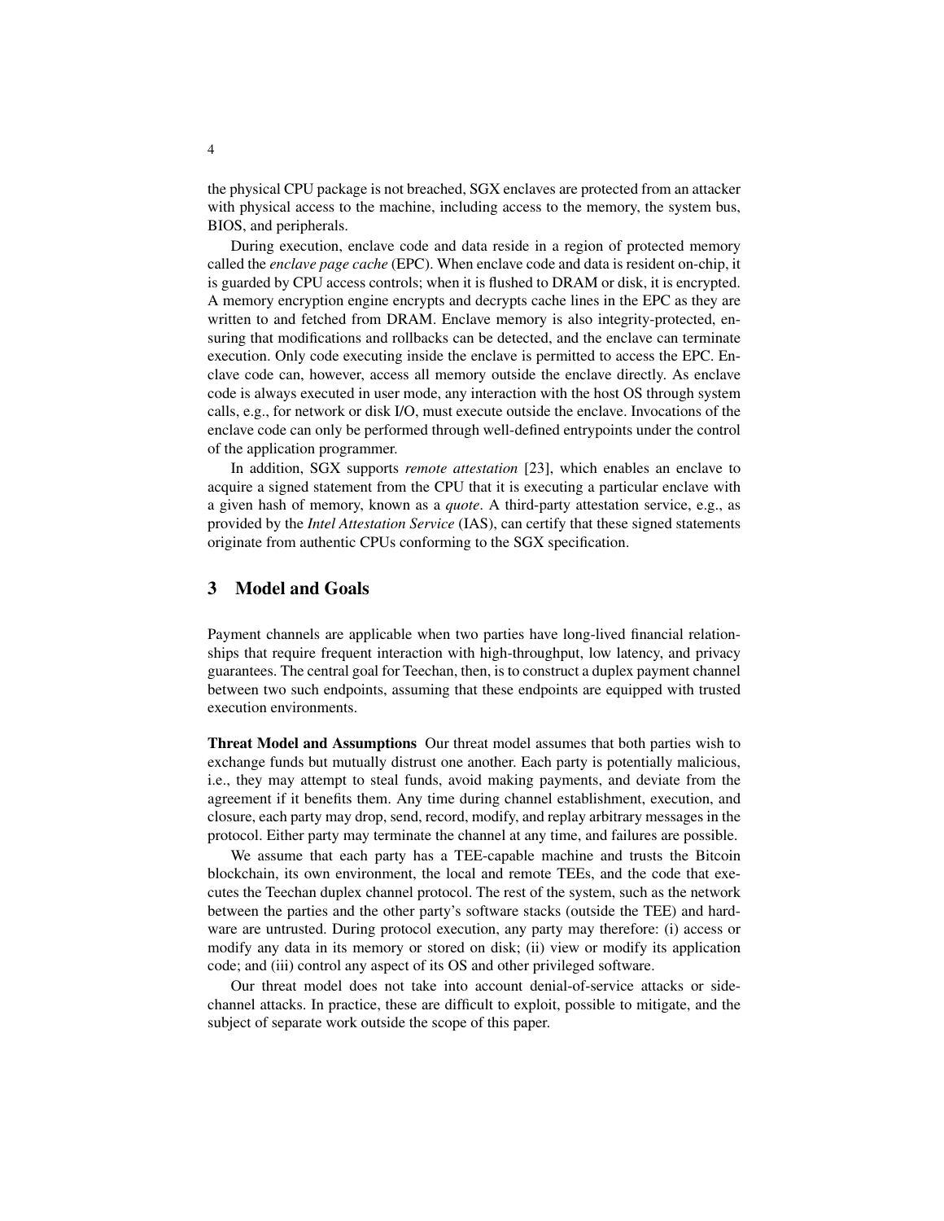the physical CPU package is not breached, SGX enclaves are protected from an attacker with physical access to the machine, including access to the memory, the system bus, BIOS, and peripherals.

During execution, enclave code and data reside in a region of protected memory called the *enclave page cache* (EPC). When enclave code and data is resident on-chip, it is guarded by CPU access controls; when it is flushed to DRAM or disk, it is encrypted. A memory encryption engine encrypts and decrypts cache lines in the EPC as they are written to and fetched from DRAM. Enclave memory is also integrity-protected, ensuring that modifications and rollbacks can be detected, and the enclave can terminate execution. Only code executing inside the enclave is permitted to access the EPC. Enclave code can, however, access all memory outside the enclave directly. As enclave code is always executed in user mode, any interaction with the host OS through system calls, e.g., for network or disk I/O, must execute outside the enclave. Invocations of the enclave code can only be performed through well-defined entrypoints under the control of the application programmer.

In addition, SGX supports *remote attestation* [23], which enables an enclave to acquire a signed statement from the CPU that it is executing a particular enclave with a given hash of memory, known as a *quote*. A third-party attestation service, e.g., as provided by the *Intel Attestation Service* (IAS), can certify that these signed statements originate from authentic CPUs conforming to the SGX specification.

## 3 Model and Goals

Payment channels are applicable when two parties have long-lived financial relationships that require frequent interaction with high-throughput, low latency, and privacy guarantees. The central goal for Teechan, then, is to construct a duplex payment channel between two such endpoints, assuming that these endpoints are equipped with trusted execution environments.

**Threat Model and Assumptions** Our threat model assumes that both parties wish to exchange funds but mutually distrust one another. Each party is potentially malicious, i.e., they may attempt to steal funds, avoid making payments, and deviate from the agreement if it benefits them. Any time during channel establishment, execution, and closure, each party may drop, send, record, modify, and replay arbitrary messages in the protocol. Either party may terminate the channel at any time, and failures are possible.

We assume that each party has a TEE-capable machine and trusts the Bitcoin blockchain, its own environment, the local and remote TEEs, and the code that executes the Teechan duplex channel protocol. The rest of the system, such as the network between the parties and the other party's software stacks (outside the TEE) and hardware are untrusted. During protocol execution, any party may therefore: (i) access or modify any data in its memory or stored on disk; (ii) view or modify its application code; and (iii) control any aspect of its OS and other privileged software.

Our threat model does not take into account denial-of-service attacks or side-channel attacks. In practice, these are difficult to exploit, possible to mitigate, and the subject of separate work outside the scope of this paper.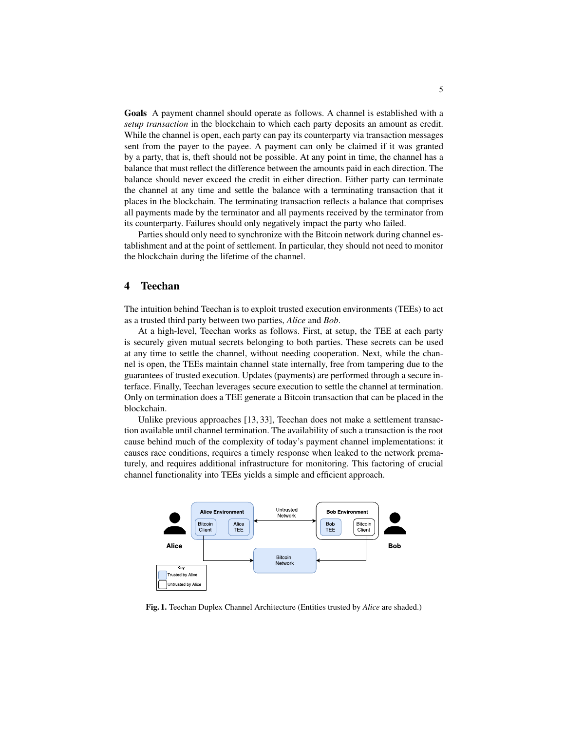**Goals** A payment channel should operate as follows. A channel is established with a *setup transaction* in the blockchain to which each party deposits an amount as credit. While the channel is open, each party can pay its counterparty via transaction messages sent from the payer to the payee. A payment can only be claimed if it was granted by a party, that is, theft should not be possible. At any point in time, the channel has a balance that must reflect the difference between the amounts paid in each direction. The balance should never exceed the credit in either direction. Either party can terminate the channel at any time and settle the balance with a terminating transaction that it places in the blockchain. The terminating transaction reflects a balance that comprises all payments made by the terminator and all payments received by the terminator from its counterparty. Failures should only negatively impact the party who failed.

Parties should only need to synchronize with the Bitcoin network during channel establishment and at the point of settlement. In particular, they should not need to monitor the blockchain during the lifetime of the channel.

## 4 Teechan

The intuition behind Teechan is to exploit trusted execution environments (TEEs) to act as a trusted third party between two parties, *Alice* and *Bob*.

At a high-level, Teechan works as follows. First, at setup, the TEE at each party is securely given mutual secrets belonging to both parties. These secrets can be used at any time to settle the channel, without needing cooperation. Next, while the channel is open, the TEEs maintain channel state internally, free from tampering due to the guarantees of trusted execution. Updates (payments) are performed through a secure interface. Finally, Teechan leverages secure execution to settle the channel at termination. Only on termination does a TEE generate a Bitcoin transaction that can be placed in the blockchain.

Unlike previous approaches [13, 33], Teechan does not make a settlement transaction available until channel termination. The availability of such a transaction is the root cause behind much of the complexity of today's payment channel implementations: it causes race conditions, requires a timely response when leaked to the network prematurely, and requires additional infrastructure for monitoring. This factoring of crucial channel functionality into TEEs yields a simple and efficient approach.

**Fig. 1.** Teechan Duplex Channel Architecture (Entities trusted by *Alice* are shaded.)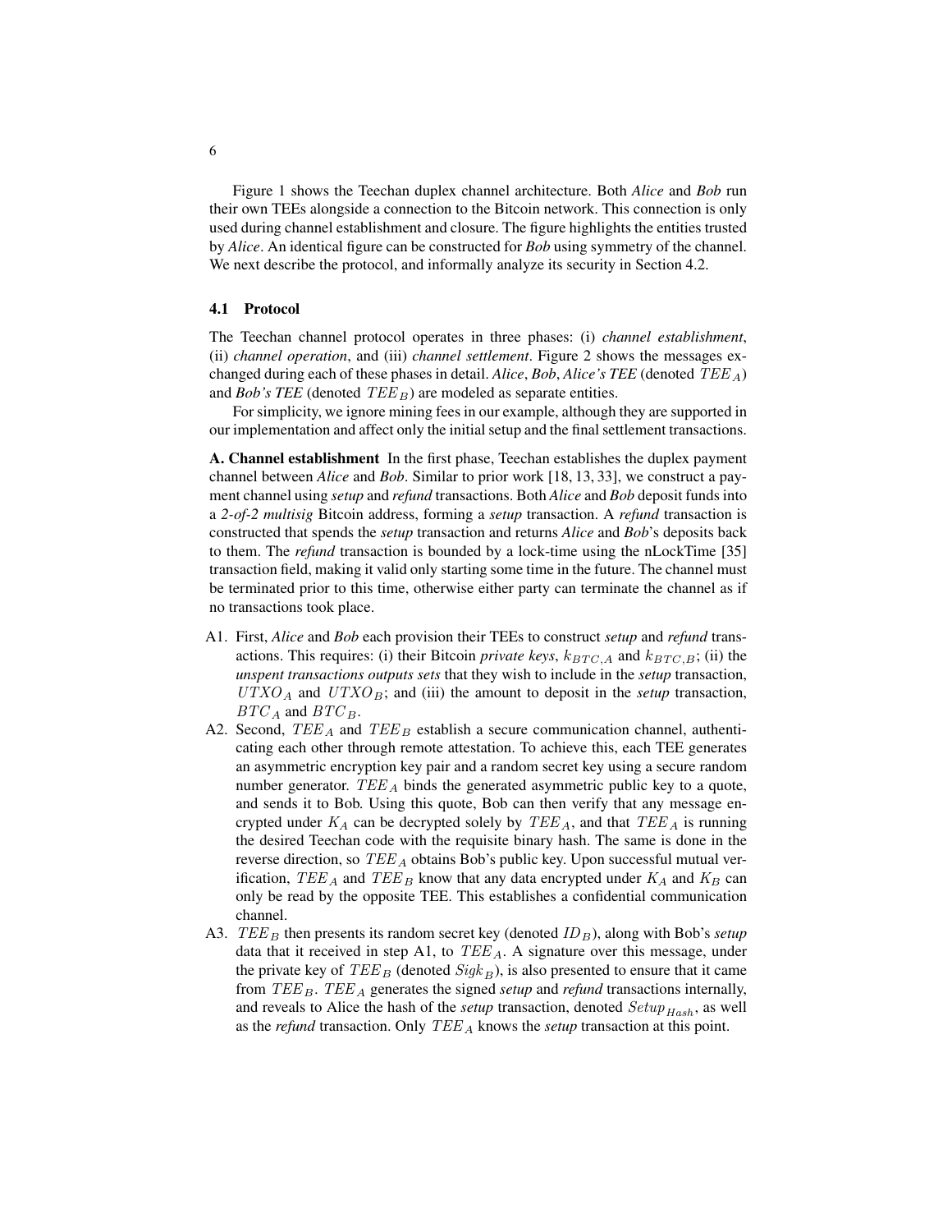Figure 1 shows the Teechan duplex channel architecture. Both *Alice* and *Bob* run their own TEEs alongside a connection to the Bitcoin network. This connection is only used during channel establishment and closure. The figure highlights the entities trusted by *Alice*. An identical figure can be constructed for *Bob* using symmetry of the channel. We next describe the protocol, and informally analyze its security in Section 4.2.

### 4.1 Protocol

The Teechan channel protocol operates in three phases: (i) *channel establishment*, (ii) *channel operation*, and (iii) *channel settlement*. Figure 2 shows the messages exchanged during each of these phases in detail. *Alice*, *Bob*, *Alice's TEE* (denoted $TEE_A$) and *Bob's TEE* (denoted $TEE_B$) are modeled as separate entities.

For simplicity, we ignore mining fees in our example, although they are supported in our implementation and affect only the initial setup and the final settlement transactions.

**A. Channel establishment** In the first phase, Teechan establishes the duplex payment channel between *Alice* and *Bob*. Similar to prior work [18, 13, 33], we construct a payment channel using *setup* and *refund* transactions. Both *Alice* and *Bob* deposit funds into a *2-of-2 multisig* Bitcoin address, forming a *setup* transaction. A *refund* transaction is constructed that spends the *setup* transaction and returns *Alice* and *Bob*'s deposits back to them. The *refund* transaction is bounded by a lock-time using the nLockTime [35] transaction field, making it valid only starting some time in the future. The channel must be terminated prior to this time, otherwise either party can terminate the channel as if no transactions took place.

- A1. First, *Alice* and *Bob* each provision their TEEs to construct *setup* and *refund* transactions. This requires: (i) their Bitcoin *private keys*, $k_{BTC,A}$ and $k_{BTC,B}$; (ii) the *unspent transactions outputs sets* that they wish to include in the *setup* transaction, $UTXO_A$ and $UTXO_B$; and (iii) the amount to deposit in the *setup* transaction, $BTC_A$ and $BTC_B$.
- A2. Second, $TEE_A$ and $TEE_B$ establish a secure communication channel, authenticating each other through remote attestation. To achieve this, each TEE generates an asymmetric encryption key pair and a random secret key using a secure random number generator. $TEE_A$ binds the generated asymmetric public key to a quote, and sends it to Bob. Using this quote, Bob can then verify that any message encrypted under $K_A$ can be decrypted solely by $TEE_A$, and that $TEE_A$ is running the desired Teechan code with the requisite binary hash. The same is done in the reverse direction, so $TEE_A$ obtains Bob's public key. Upon successful mutual verification, $TEE_A$ and $TEE_B$ know that any data encrypted under $K_A$ and $K_B$ can only be read by the opposite TEE. This establishes a confidential communication channel.
- A3. $TEE_B$ then presents its random secret key (denoted $ID_B$), along with Bob's *setup* data that it received in step A1, to $TEE_A$. A signature over this message, under the private key of $TEE_B$ (denoted $Sigk_B$), is also presented to ensure that it came from $TEE_B$. $TEE_A$ generates the signed *setup* and *refund* transactions internally, and reveals to Alice the hash of the *setup* transaction, denoted $Setup_{Hash}$, as well as the *refund* transaction. Only $TEE_A$ knows the *setup* transaction at this point.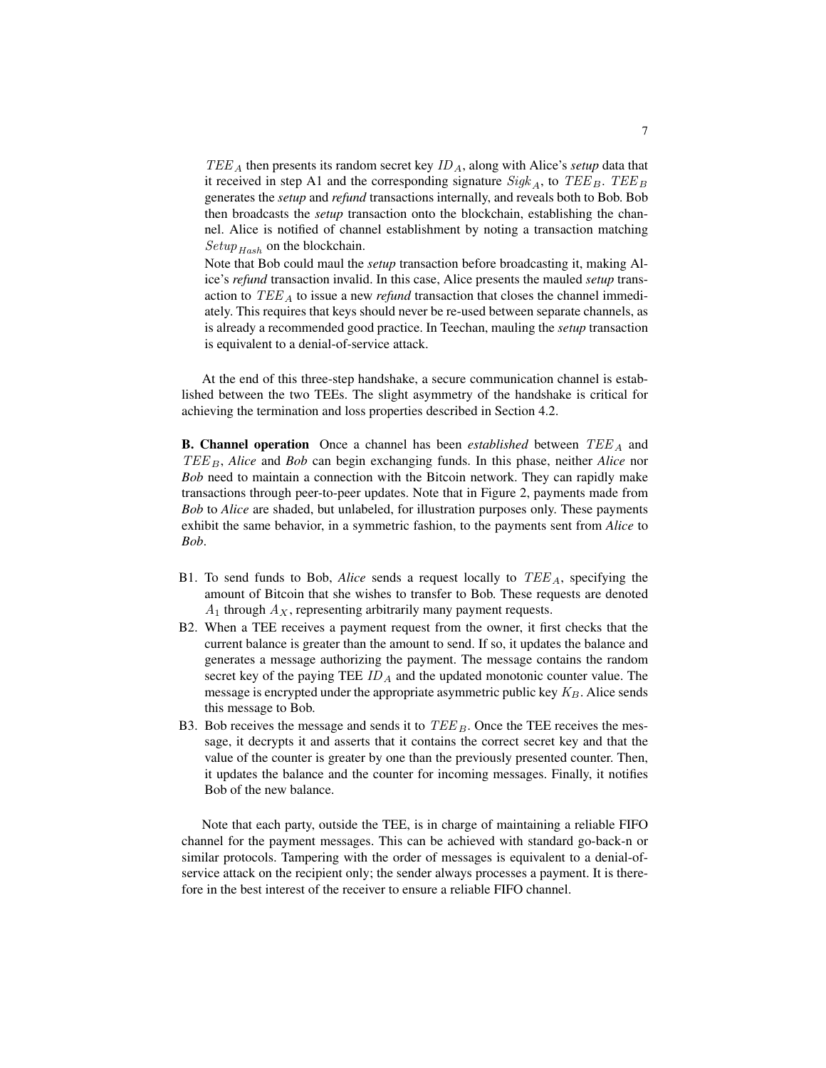$TEE_A$ then presents its random secret key $ID_A$, along with Alice's *setup* data that it received in step A1 and the corresponding signature $Sigk_A$, to $TEE_B$. $TEE_B$ generates the *setup* and *refund* transactions internally, and reveals both to Bob. Bob then broadcasts the *setup* transaction onto the blockchain, establishing the channel. Alice is notified of channel establishment by noting a transaction matching $Setup_{Hash}$ on the blockchain.

Note that Bob could maul the *setup* transaction before broadcasting it, making Alice's *refund* transaction invalid. In this case, Alice presents the mauled *setup* transaction to $TEE_A$ to issue a new *refund* transaction that closes the channel immediately. This requires that keys should never be re-used between separate channels, as is already a recommended good practice. In Teechan, mauling the *setup* transaction is equivalent to a denial-of-service attack.

At the end of this three-step handshake, a secure communication channel is established between the two TEEs. The slight asymmetry of the handshake is critical for achieving the termination and loss properties described in Section 4.2.

**B. Channel operation** Once a channel has been *established* between $TEE_A$ and $TEE_B$, *Alice* and *Bob* can begin exchanging funds. In this phase, neither *Alice* nor *Bob* need to maintain a connection with the Bitcoin network. They can rapidly make transactions through peer-to-peer updates. Note that in Figure 2, payments made from *Bob* to *Alice* are shaded, but unlabeled, for illustration purposes only. These payments exhibit the same behavior, in a symmetric fashion, to the payments sent from *Alice* to *Bob*.

- B1. To send funds to Bob, *Alice* sends a request locally to $TEE_A$, specifying the amount of Bitcoin that she wishes to transfer to Bob. These requests are denoted $A_1$ through $A_X$, representing arbitrarily many payment requests.
- B2. When a TEE receives a payment request from the owner, it first checks that the current balance is greater than the amount to send. If so, it updates the balance and generates a message authorizing the payment. The message contains the random secret key of the paying TEE $ID_A$ and the updated monotonic counter value. The message is encrypted under the appropriate asymmetric public key $K_B$. Alice sends this message to Bob.
- B3. Bob receives the message and sends it to $TEE_B$. Once the TEE receives the message, it decrypts it and asserts that it contains the correct secret key and that the value of the counter is greater by one than the previously presented counter. Then, it updates the balance and the counter for incoming messages. Finally, it notifies Bob of the new balance.

Note that each party, outside the TEE, is in charge of maintaining a reliable FIFO channel for the payment messages. This can be achieved with standard go-back-n or similar protocols. Tampering with the order of messages is equivalent to a denial-of-service attack on the recipient only; the sender always processes a payment. It is therefore in the best interest of the receiver to ensure a reliable FIFO channel.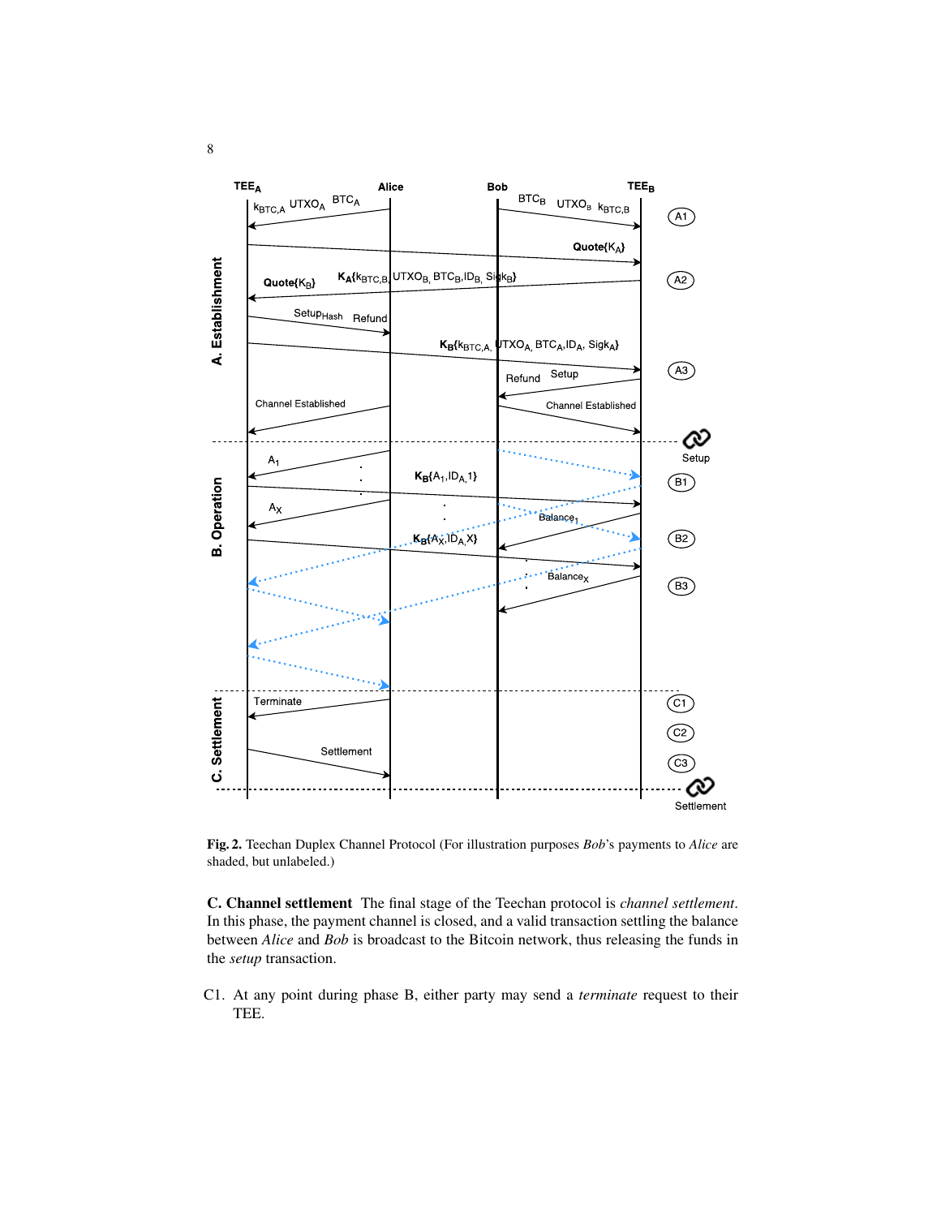**Fig. 2.** Teechan Duplex Channel Protocol (For illustration purposes *Bob*'s payments to *Alice* are shaded, but unlabeled.)

**C. Channel settlement** The final stage of the Teechan protocol is *channel settlement*. In this phase, the payment channel is closed, and a valid transaction settling the balance between *Alice* and *Bob* is broadcast to the Bitcoin network, thus releasing the funds in the *setup* transaction.

C1. At any point during phase B, either party may send a *terminate* request to their TEE.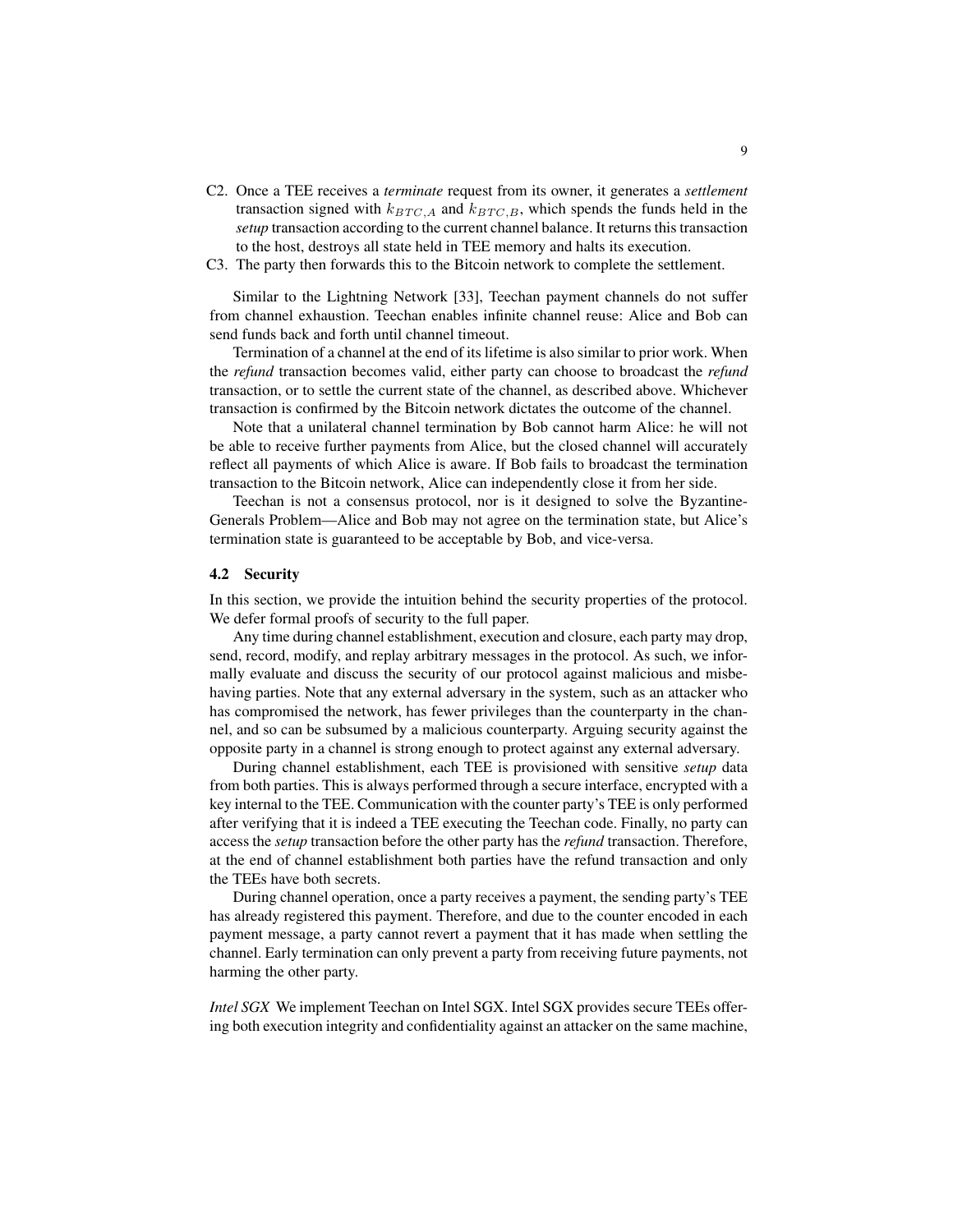C2. Once a TEE receives a *terminate* request from its owner, it generates a *settlement* transaction signed with $k_{BTC,A}$ and $k_{BTC,B}$, which spends the funds held in the *setup* transaction according to the current channel balance. It returns this transaction to the host, destroys all state held in TEE memory and halts its execution.

C3. The party then forwards this to the Bitcoin network to complete the settlement.

Similar to the Lightning Network [33], Teechan payment channels do not suffer from channel exhaustion. Teechan enables infinite channel reuse: Alice and Bob can send funds back and forth until channel timeout.

Termination of a channel at the end of its lifetime is also similar to prior work. When the *refund* transaction becomes valid, either party can choose to broadcast the *refund* transaction, or to settle the current state of the channel, as described above. Whichever transaction is confirmed by the Bitcoin network dictates the outcome of the channel.

Note that a unilateral channel termination by Bob cannot harm Alice: he will not be able to receive further payments from Alice, but the closed channel will accurately reflect all payments of which Alice is aware. If Bob fails to broadcast the termination transaction to the Bitcoin network, Alice can independently close it from her side.

Teechan is not a consensus protocol, nor is it designed to solve the Byzantine-Generals Problem—Alice and Bob may not agree on the termination state, but Alice's termination state is guaranteed to be acceptable by Bob, and vice-versa.

### 4.2 Security

In this section, we provide the intuition behind the security properties of the protocol. We defer formal proofs of security to the full paper.

Any time during channel establishment, execution and closure, each party may drop, send, record, modify, and replay arbitrary messages in the protocol. As such, we informally evaluate and discuss the security of our protocol against malicious and misbehaving parties. Note that any external adversary in the system, such as an attacker who has compromised the network, has fewer privileges than the counterparty in the channel, and so can be subsumed by a malicious counterparty. Arguing security against the opposite party in a channel is strong enough to protect against any external adversary.

During channel establishment, each TEE is provisioned with sensitive *setup* data from both parties. This is always performed through a secure interface, encrypted with a key internal to the TEE. Communication with the counter party's TEE is only performed after verifying that it is indeed a TEE executing the Teechan code. Finally, no party can access the *setup* transaction before the other party has the *refund* transaction. Therefore, at the end of channel establishment both parties have the refund transaction and only the TEEs have both secrets.

During channel operation, once a party receives a payment, the sending party's TEE has already registered this payment. Therefore, and due to the counter encoded in each payment message, a party cannot revert a payment that it has made when settling the channel. Early termination can only prevent a party from receiving future payments, not harming the other party.

*Intel SGX* We implement Teechan on Intel SGX. Intel SGX provides secure TEEs offering both execution integrity and confidentiality against an attacker on the same machine,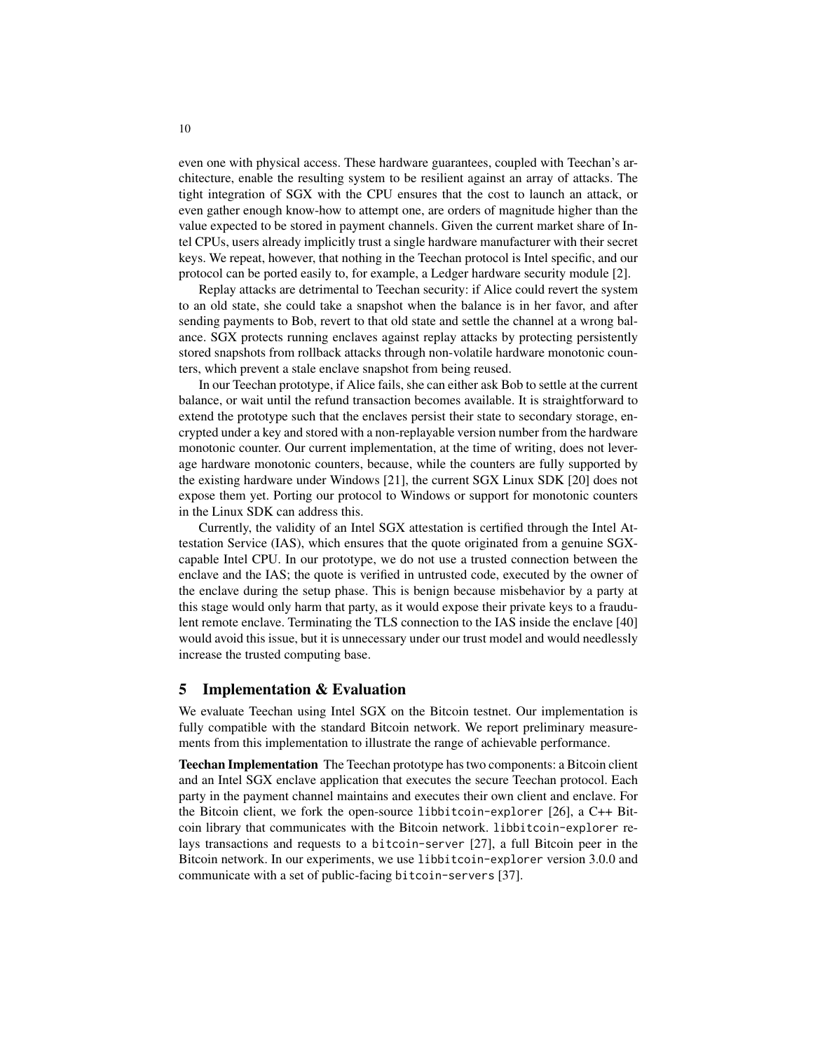even one with physical access. These hardware guarantees, coupled with Teechan's architecture, enable the resulting system to be resilient against an array of attacks. The tight integration of SGX with the CPU ensures that the cost to launch an attack, or even gather enough know-how to attempt one, are orders of magnitude higher than the value expected to be stored in payment channels. Given the current market share of Intel CPUs, users already implicitly trust a single hardware manufacturer with their secret keys. We repeat, however, that nothing in the Teechan protocol is Intel specific, and our protocol can be ported easily to, for example, a Ledger hardware security module [2].

Replay attacks are detrimental to Teechan security: if Alice could revert the system to an old state, she could take a snapshot when the balance is in her favor, and after sending payments to Bob, revert to that old state and settle the channel at a wrong balance. SGX protects running enclaves against replay attacks by protecting persistently stored snapshots from rollback attacks through non-volatile hardware monotonic counters, which prevent a stale enclave snapshot from being reused.

In our Teechan prototype, if Alice fails, she can either ask Bob to settle at the current balance, or wait until the refund transaction becomes available. It is straightforward to extend the prototype such that the enclaves persist their state to secondary storage, encrypted under a key and stored with a non-replayable version number from the hardware monotonic counter. Our current implementation, at the time of writing, does not leverage hardware monotonic counters, because, while the counters are fully supported by the existing hardware under Windows [21], the current SGX Linux SDK [20] does not expose them yet. Porting our protocol to Windows or support for monotonic counters in the Linux SDK can address this.

Currently, the validity of an Intel SGX attestation is certified through the Intel Attestation Service (IAS), which ensures that the quote originated from a genuine SGX-capable Intel CPU. In our prototype, we do not use a trusted connection between the enclave and the IAS; the quote is verified in untrusted code, executed by the owner of the enclave during the setup phase. This is benign because misbehavior by a party at this stage would only harm that party, as it would expose their private keys to a fraudulent remote enclave. Terminating the TLS connection to the IAS inside the enclave [40] would avoid this issue, but it is unnecessary under our trust model and would needlessly increase the trusted computing base.

## 5 Implementation & Evaluation

We evaluate Teechan using Intel SGX on the Bitcoin testnet. Our implementation is fully compatible with the standard Bitcoin network. We report preliminary measurements from this implementation to illustrate the range of achievable performance.

**Teechan Implementation** The Teechan prototype has two components: a Bitcoin client and an Intel SGX enclave application that executes the secure Teechan protocol. Each party in the payment channel maintains and executes their own client and enclave. For the Bitcoin client, we fork the open-source `libbitcoin-explorer` [26], a C++ Bitcoin library that communicates with the Bitcoin network. `libbitcoin-explorer` relays transactions and requests to a `bitcoin-server` [27], a full Bitcoin peer in the Bitcoin network. In our experiments, we use `libbitcoin-explorer` version 3.0.0 and communicate with a set of public-facing `bitcoin-servers` [37].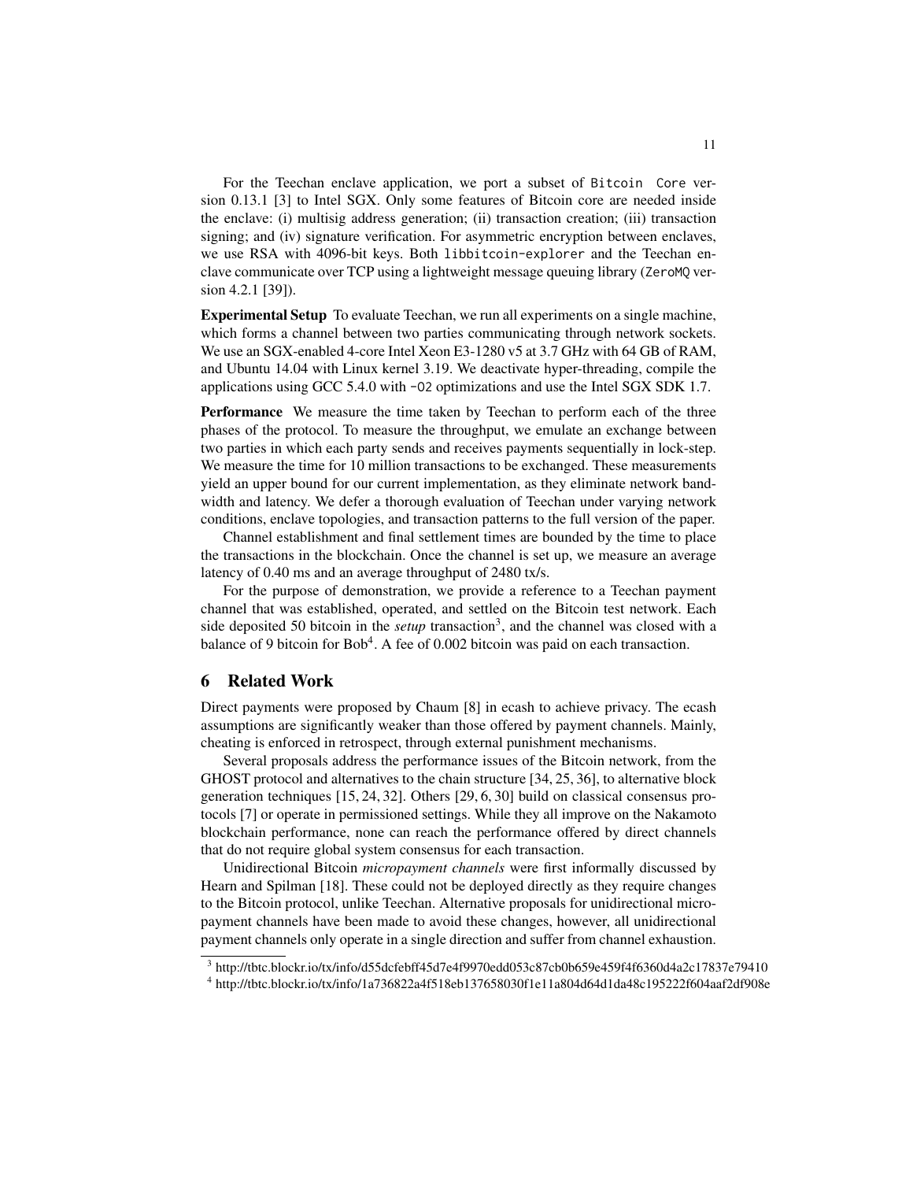For the Teechan enclave application, we port a subset of `Bitcoin Core` version 0.13.1 [3] to Intel SGX. Only some features of Bitcoin core are needed inside the enclave: (i) multisig address generation; (ii) transaction creation; (iii) transaction signing; and (iv) signature verification. For asymmetric encryption between enclaves, we use RSA with 4096-bit keys. Both `libbitcoin-explorer` and the Teechan enclave communicate over TCP using a lightweight message queuing library (`ZeroMQ` version 4.2.1 [39]).

**Experimental Setup** To evaluate Teechan, we run all experiments on a single machine, which forms a channel between two parties communicating through network sockets. We use an SGX-enabled 4-core Intel Xeon E3-1280 v5 at 3.7 GHz with 64 GB of RAM, and Ubuntu 14.04 with Linux kernel 3.19. We deactivate hyper-threading, compile the applications using GCC 5.4.0 with `-O2` optimizations and use the Intel SGX SDK 1.7.

**Performance** We measure the time taken by Teechan to perform each of the three phases of the protocol. To measure the throughput, we emulate an exchange between two parties in which each party sends and receives payments sequentially in lock-step. We measure the time for 10 million transactions to be exchanged. These measurements yield an upper bound for our current implementation, as they eliminate network bandwidth and latency. We defer a thorough evaluation of Teechan under varying network conditions, enclave topologies, and transaction patterns to the full version of the paper.

Channel establishment and final settlement times are bounded by the time to place the transactions in the blockchain. Once the channel is set up, we measure an average latency of 0.40 ms and an average throughput of 2480 tx/s.

For the purpose of demonstration, we provide a reference to a Teechan payment channel that was established, operated, and settled on the Bitcoin test network. Each side deposited 50 bitcoin in the *setup* transaction[3], and the channel was closed with a balance of 9 bitcoin for Bob[4]. A fee of 0.002 bitcoin was paid on each transaction.

## 6 Related Work

Direct payments were proposed by Chaum [8] in ecash to achieve privacy. The ecash assumptions are significantly weaker than those offered by payment channels. Mainly, cheating is enforced in retrospect, through external punishment mechanisms.

Several proposals address the performance issues of the Bitcoin network, from the GHOST protocol and alternatives to the chain structure [34, 25, 36], to alternative block generation techniques [15, 24, 32]. Others [29, 6, 30] build on classical consensus protocols [7] or operate in permissioned settings. While they all improve on the Nakamoto blockchain performance, none can reach the performance offered by direct channels that do not require global system consensus for each transaction.

Unidirectional Bitcoin *micropayment channels* were first informally discussed by Hearn and Spilman [18]. These could not be deployed directly as they require changes to the Bitcoin protocol, unlike Teechan. Alternative proposals for unidirectional micropayment channels have been made to avoid these changes, however, all unidirectional payment channels only operate in a single direction and suffer from channel exhaustion.

---

[3] http://tbtc.blockr.io/tx/info/d55dcfebff45d7e4f9970edd053c87cb0b659e459f4f6360d4a2c17837e79410

[4] http://tbtc.blockr.io/tx/info/1a736822a4f518eb137658030f1e11a804d64d1da48c195222f604aaf2df908e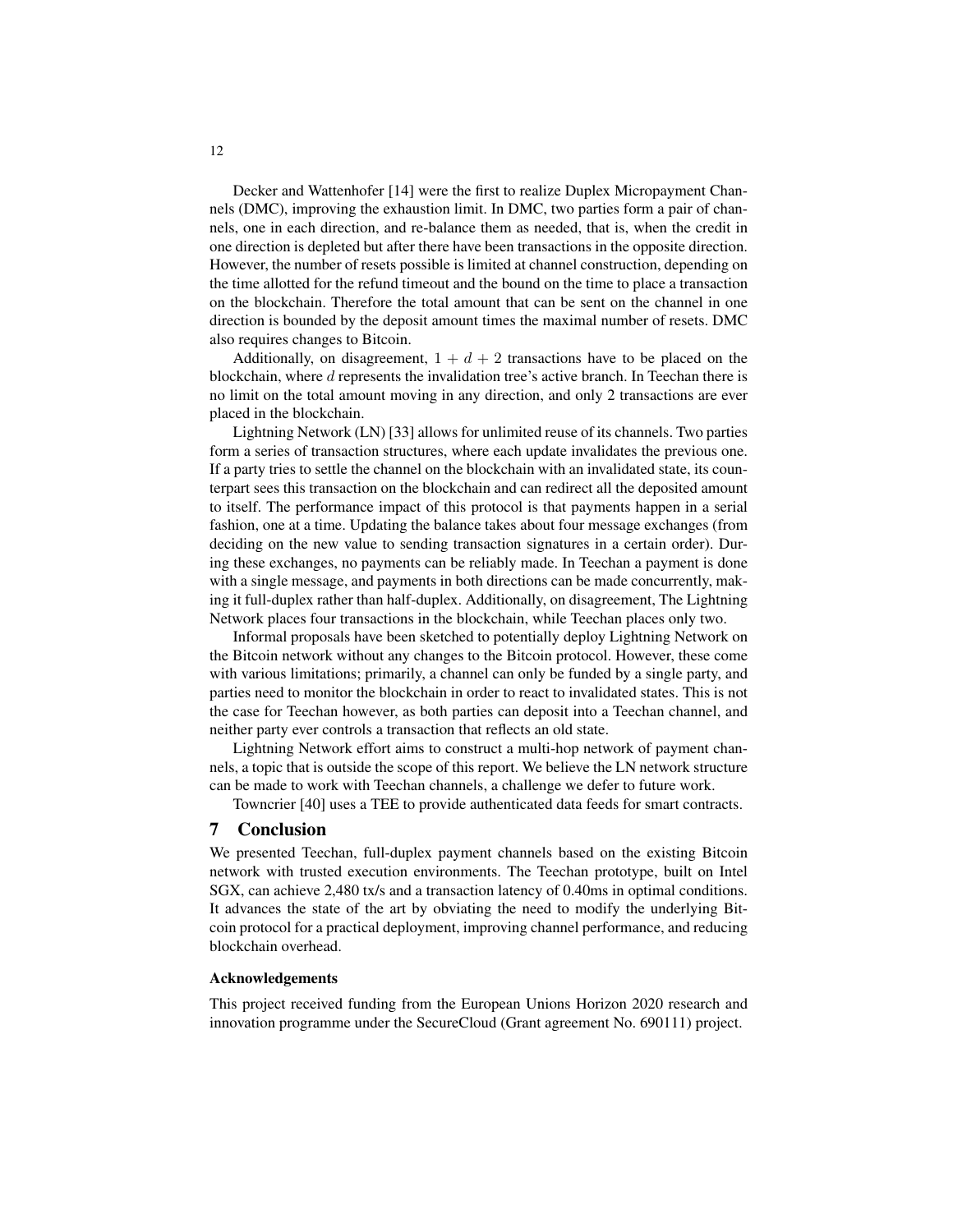Decker and Wattenhofer [14] were the first to realize Duplex Micropayment Channels (DMC), improving the exhaustion limit. In DMC, two parties form a pair of channels, one in each direction, and re-balance them as needed, that is, when the credit in one direction is depleted but after there have been transactions in the opposite direction. However, the number of resets possible is limited at channel construction, depending on the time allotted for the refund timeout and the bound on the time to place a transaction on the blockchain. Therefore the total amount that can be sent on the channel in one direction is bounded by the deposit amount times the maximal number of resets. DMC also requires changes to Bitcoin.

Additionally, on disagreement, $1 + d + 2$ transactions have to be placed on the blockchain, where $d$ represents the invalidation tree's active branch. In Teechan there is no limit on the total amount moving in any direction, and only 2 transactions are ever placed in the blockchain.

Lightning Network (LN) [33] allows for unlimited reuse of its channels. Two parties form a series of transaction structures, where each update invalidates the previous one. If a party tries to settle the channel on the blockchain with an invalidated state, its counterpart sees this transaction on the blockchain and can redirect all the deposited amount to itself. The performance impact of this protocol is that payments happen in a serial fashion, one at a time. Updating the balance takes about four message exchanges (from deciding on the new value to sending transaction signatures in a certain order). During these exchanges, no payments can be reliably made. In Teechan a payment is done with a single message, and payments in both directions can be made concurrently, making it full-duplex rather than half-duplex. Additionally, on disagreement, The Lightning Network places four transactions in the blockchain, while Teechan places only two.

Informal proposals have been sketched to potentially deploy Lightning Network on the Bitcoin network without any changes to the Bitcoin protocol. However, these come with various limitations; primarily, a channel can only be funded by a single party, and parties need to monitor the blockchain in order to react to invalidated states. This is not the case for Teechan however, as both parties can deposit into a Teechan channel, and neither party ever controls a transaction that reflects an old state.

Lightning Network effort aims to construct a multi-hop network of payment channels, a topic that is outside the scope of this report. We believe the LN network structure can be made to work with Teechan channels, a challenge we defer to future work.

Towncrier [40] uses a TEE to provide authenticated data feeds for smart contracts.

## 7 Conclusion

We presented Teechan, full-duplex payment channels based on the existing Bitcoin network with trusted execution environments. The Teechan prototype, built on Intel SGX, can achieve 2,480 tx/s and a transaction latency of 0.40ms in optimal conditions. It advances the state of the art by obviating the need to modify the underlying Bitcoin protocol for a practical deployment, improving channel performance, and reducing blockchain overhead.

#### Acknowledgements

This project received funding from the European Unions Horizon 2020 research and innovation programme under the SecureCloud (Grant agreement No. 690111) project.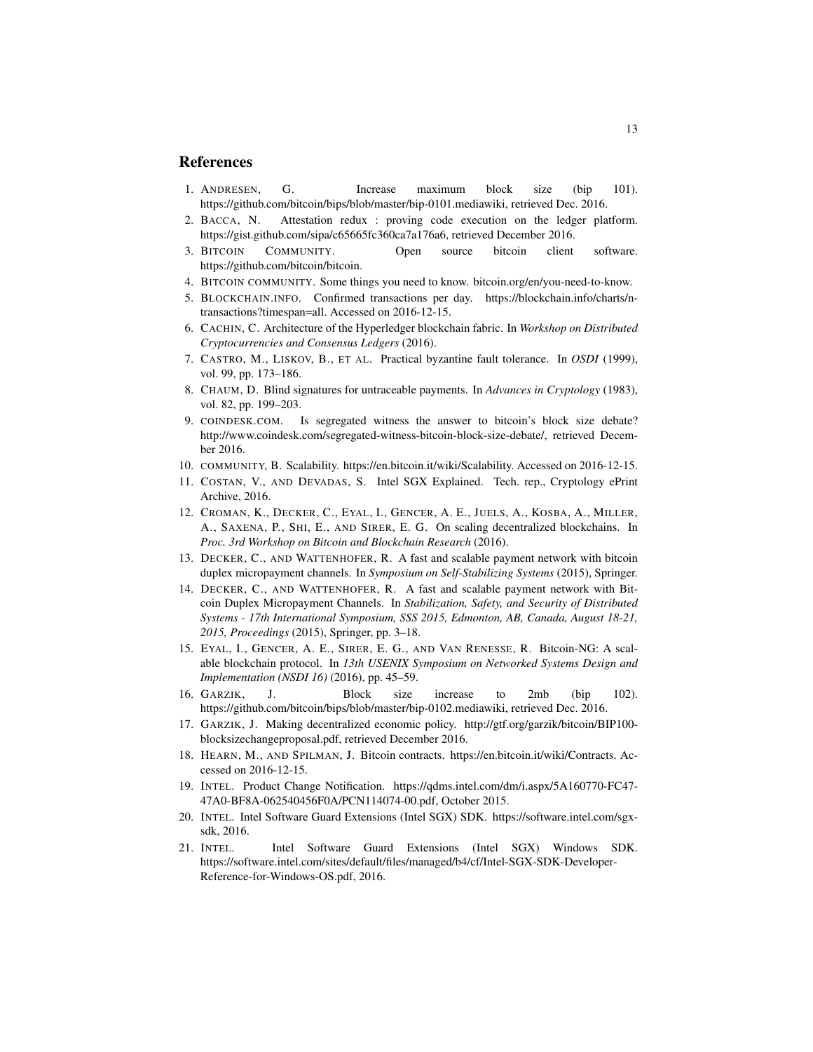## References

1. ANDRESEN, G. Increase maximum block size (bip 101). https://github.com/bitcoin/bips/blob/master/bip-0101.mediawiki, retrieved Dec. 2016.
2. BACCA, N. Attestation redux : proving code execution on the ledger platform. https://gist.github.com/sipa/c65665fc360ca7a176a6, retrieved December 2016.
3. BITCOIN COMMUNITY. Open source bitcoin client software. https://github.com/bitcoin/bitcoin.
4. BITCOIN COMMUNITY. Some things you need to know. bitcoin.org/en/you-need-to-know.
5. BLOCKCHAIN.INFO. Confirmed transactions per day. https://blockchain.info/charts/n-transactions?timespan=all. Accessed on 2016-12-15.
6. CACHIN, C. Architecture of the Hyperledger blockchain fabric. In *Workshop on Distributed Cryptocurrencies and Consensus Ledgers* (2016).
7. CASTRO, M., LISKOV, B., ET AL. Practical byzantine fault tolerance. In *OSDI* (1999), vol. 99, pp. 173–186.
8. CHAUM, D. Blind signatures for untraceable payments. In *Advances in Cryptology* (1983), vol. 82, pp. 199–203.
9. COINDESK.COM. Is segregated witness the answer to bitcoin's block size debate? http://www.coindesk.com/segregated-witness-bitcoin-block-size-debate/, retrieved December 2016.
10. COMMUNITY, B. Scalability. https://en.bitcoin.it/wiki/Scalability. Accessed on 2016-12-15.
11. COSTAN, V., AND DEVADAS, S. Intel SGX Explained. Tech. rep., Cryptology ePrint Archive, 2016.
12. CROMAN, K., DECKER, C., EYAL, I., GENCER, A. E., JUELS, A., KOSBA, A., MILLER, A., SAXENA, P., SHI, E., AND SIRER, E. G. On scaling decentralized blockchains. In *Proc. 3rd Workshop on Bitcoin and Blockchain Research* (2016).
13. DECKER, C., AND WATTENHOFER, R. A fast and scalable payment network with bitcoin duplex micropayment channels. In *Symposium on Self-Stabilizing Systems* (2015), Springer.
14. DECKER, C., AND WATTENHOFER, R. A fast and scalable payment network with Bitcoin Duplex Micropayment Channels. In *Stabilization, Safety, and Security of Distributed Systems - 17th International Symposium, SSS 2015, Edmonton, AB, Canada, August 18-21, 2015, Proceedings* (2015), Springer, pp. 3–18.
15. EYAL, I., GENCER, A. E., SIRER, E. G., AND VAN RENESSE, R. Bitcoin-NG: A scalable blockchain protocol. In *13th USENIX Symposium on Networked Systems Design and Implementation (NSDI 16)* (2016), pp. 45–59.
16. GARZIK, J. Block size increase to 2mb (bip 102). https://github.com/bitcoin/bips/blob/master/bip-0102.mediawiki, retrieved Dec. 2016.
17. GARZIK, J. Making decentralized economic policy. http://gtf.org/garzik/bitcoin/BIP100-blocksizechangeproposal.pdf, retrieved December 2016.
18. HEARN, M., AND SPILMAN, J. Bitcoin contracts. https://en.bitcoin.it/wiki/Contracts. Accessed on 2016-12-15.
19. INTEL. Product Change Notification. https://qdms.intel.com/dm/i.aspx/5A160770-FC47-47A0-BF8A-062540456F0A/PCN114074-00.pdf, October 2015.
20. INTEL. Intel Software Guard Extensions (Intel SGX) SDK. https://software.intel.com/sgx-sdk, 2016.
21. INTEL. Intel Software Guard Extensions (Intel SGX) Windows SDK. https://software.intel.com/sites/default/files/managed/b4/cf/Intel-SGX-SDK-Developer-Reference-for-Windows-OS.pdf, 2016.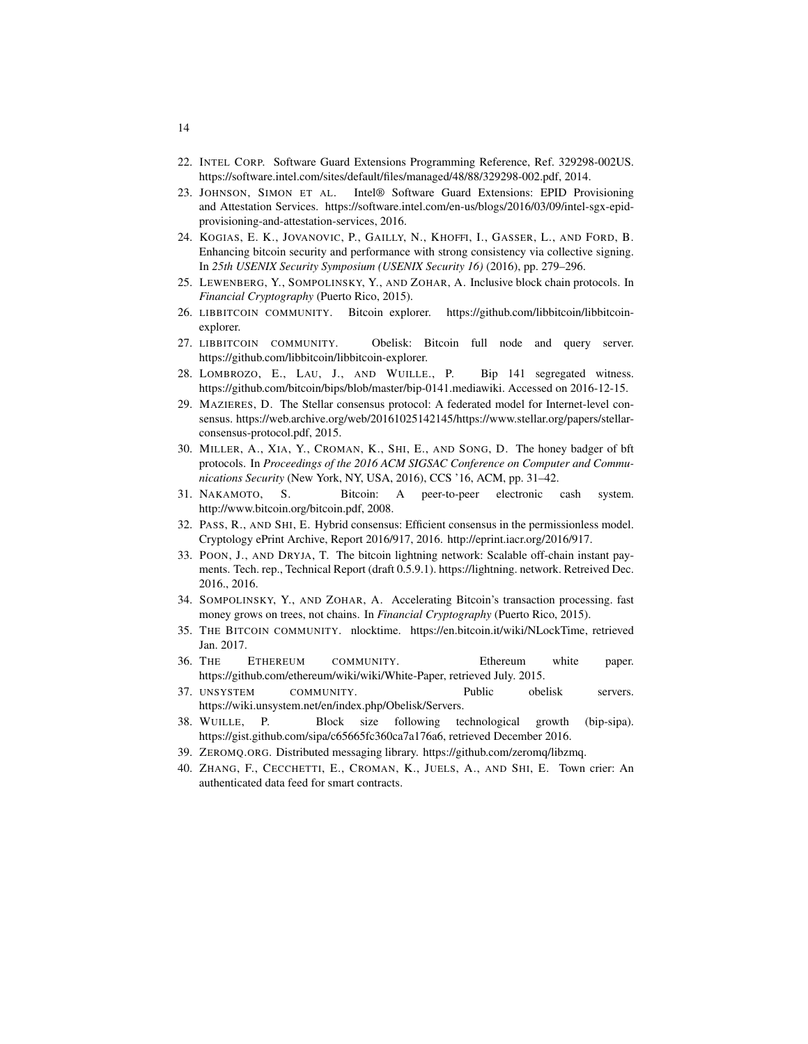22. Intel Corp. Software Guard Extensions Programming Reference, Ref. 329298-002US. https://software.intel.com/sites/default/files/managed/48/88/329298-002.pdf, 2014.
23. Johnson, Simon et al. Intel® Software Guard Extensions: EPID Provisioning and Attestation Services. https://software.intel.com/en-us/blogs/2016/03/09/intel-sgx-epid-provisioning-and-attestation-services, 2016.
24. Kogias, E. K., Jovanovic, P., Gailly, N., Khoffi, I., Gasser, L., and Ford, B. Enhancing bitcoin security and performance with strong consistency via collective signing. In *25th USENIX Security Symposium (USENIX Security 16)* (2016), pp. 279–296.
25. Lewenberg, Y., Sompolinsky, Y., and Zohar, A. Inclusive block chain protocols. In *Financial Cryptography* (Puerto Rico, 2015).
26. libbitcoin community. Bitcoin explorer. https://github.com/libbitcoin/libbitcoin-explorer.
27. libbitcoin community. Obelisk: Bitcoin full node and query server. https://github.com/libbitcoin/libbitcoin-explorer.
28. Lombrozo, E., Lau, J., and Wuille., P. Bip 141 segregated witness. https://github.com/bitcoin/bips/blob/master/bip-0141.mediawiki. Accessed on 2016-12-15.
29. Mazieres, D. The Stellar consensus protocol: A federated model for Internet-level consensus. https://web.archive.org/web/20161025142145/https://www.stellar.org/papers/stellar-consensus-protocol.pdf, 2015.
30. Miller, A., Xia, Y., Croman, K., Shi, E., and Song, D. The honey badger of bft protocols. In *Proceedings of the 2016 ACM SIGSAC Conference on Computer and Communications Security* (New York, NY, USA, 2016), CCS '16, ACM, pp. 31–42.
31. Nakamoto, S. Bitcoin: A peer-to-peer electronic cash system. http://www.bitcoin.org/bitcoin.pdf, 2008.
32. Pass, R., and Shi, E. Hybrid consensus: Efficient consensus in the permissionless model. Cryptology ePrint Archive, Report 2016/917, 2016. http://eprint.iacr.org/2016/917.
33. Poon, J., and Dryja, T. The bitcoin lightning network: Scalable off-chain instant payments. Tech. rep., Technical Report (draft 0.5.9.1). https://lightning. network. Retreived Dec. 2016., 2016.
34. Sompolinsky, Y., and Zohar, A. Accelerating Bitcoin's transaction processing. fast money grows on trees, not chains. In *Financial Cryptography* (Puerto Rico, 2015).
35. The Bitcoin community. nlocktime. https://en.bitcoin.it/wiki/NLockTime, retrieved Jan. 2017.
36. The Ethereum community. Ethereum white paper. https://github.com/ethereum/wiki/wiki/White-Paper, retrieved July. 2015.
37. unsystem community. Public obelisk servers. https://wiki.unsystem.net/en/index.php/Obelisk/Servers.
38. Wuille, P. Block size following technological growth (bip-sipa). https://gist.github.com/sipa/c65665fc360ca7a176a6, retrieved December 2016.
39. Zeromq.org. Distributed messaging library. https://github.com/zeromq/libzmq.
40. Zhang, F., Cecchetti, E., Croman, K., Juels, A., and Shi, E. Town crier: An authenticated data feed for smart contracts.